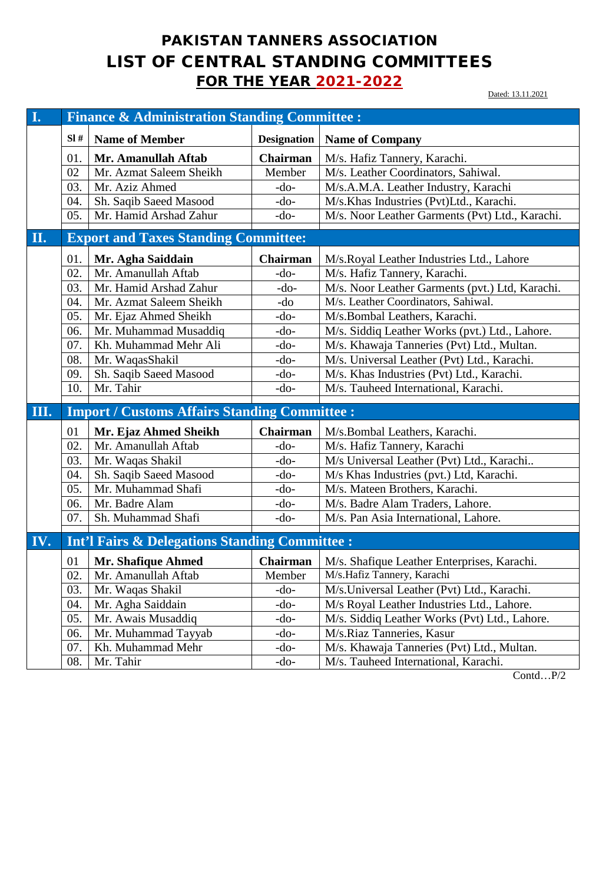# PAKISTAN TANNERS ASSOCIATION
# LIST OF CENTRAL STANDING COMMITTEES
## FOR THE YEAR 2021-2022

Dated: 13.11.2021

| | | | | |
|---|---|---|---|---|
| **I.** | **Finance & Administration Standing Committee :** | | | |
| | **Sl #** | **Name of Member** | **Designation** | **Name of Company** |
| | 01. | **Mr. Amanullah Aftab** | **Chairman** | M/s. Hafiz Tannery, Karachi. |
| | 02 | Mr. Azmat Saleem Sheikh | Member | M/s. Leather Coordinators, Sahiwal. |
| | 03. | Mr. Aziz Ahmed | -do- | M/s.A.M.A. Leather Industry, Karachi |
| | 04. | Sh. Saqib Saeed Masood | -do- | M/s.Khas Industries (Pvt)Ltd., Karachi. |
| | 05. | Mr. Hamid Arshad Zahur | -do- | M/s. Noor Leather Garments (Pvt) Ltd., Karachi. |
| **II.** | **Export and Taxes Standing Committee:** | | | |
| | 01. | **Mr. Agha Saiddain** | **Chairman** | M/s.Royal Leather Industries Ltd., Lahore |
| | 02. | Mr. Amanullah Aftab | -do- | M/s. Hafiz Tannery, Karachi. |
| | 03. | Mr. Hamid Arshad Zahur | -do- | M/s. Noor Leather Garments (pvt.) Ltd, Karachi. |
| | 04. | Mr. Azmat Saleem Sheikh | -do | M/s. Leather Coordinators, Sahiwal. |
| | 05. | Mr. Ejaz Ahmed Sheikh | -do- | M/s.Bombal Leathers, Karachi. |
| | 06. | Mr. Muhammad Musaddiq | -do- | M/s. Siddiq Leather Works (pvt.) Ltd., Lahore. |
| | 07. | Kh. Muhammad Mehr Ali | -do- | M/s. Khawaja Tanneries (Pvt) Ltd., Multan. |
| | 08. | Mr. WaqasShakil | -do- | M/s. Universal Leather (Pvt) Ltd., Karachi. |
| | 09. | Sh. Saqib Saeed Masood | -do- | M/s. Khas Industries (Pvt) Ltd., Karachi. |
| | 10. | Mr. Tahir | -do- | M/s. Tauheed International, Karachi. |
| **III.** | **Import / Customs Affairs Standing Committee :** | | | |
| | 01 | **Mr. Ejaz Ahmed Sheikh** | **Chairman** | M/s.Bombal Leathers, Karachi. |
| | 02. | Mr. Amanullah Aftab | -do- | M/s. Hafiz Tannery, Karachi |
| | 03. | Mr. Waqas Shakil | -do- | M/s Universal Leather (Pvt) Ltd., Karachi.. |
| | 04. | Sh. Saqib Saeed Masood | -do- | M/s Khas Industries (pvt.) Ltd, Karachi. |
| | 05. | Mr. Muhammad Shafi | -do- | M/s. Mateen Brothers, Karachi. |
| | 06. | Mr. Badre Alam | -do- | M/s. Badre Alam Traders, Lahore. |
| | 07. | Sh. Muhammad Shafi | -do- | M/s. Pan Asia International, Lahore. |
| **IV.** | **Int'l Fairs & Delegations Standing Committee :** | | | |
| | 01 | **Mr. Shafique Ahmed** | **Chairman** | M/s. Shafique Leather Enterprises, Karachi. |
| | 02. | Mr. Amanullah Aftab | Member | M/s.Hafiz Tannery, Karachi |
| | 03. | Mr. Waqas Shakil | -do- | M/s.Universal Leather (Pvt) Ltd., Karachi. |
| | 04. | Mr. Agha Saiddain | -do- | M/s Royal Leather Industries Ltd., Lahore. |
| | 05. | Mr. Awais Musaddiq | -do- | M/s. Siddiq Leather Works (Pvt) Ltd., Lahore. |
| | 06. | Mr. Muhammad Tayyab | -do- | M/s.Riaz Tanneries, Kasur |
| | 07. | Kh. Muhammad Mehr | -do- | M/s. Khawaja Tanneries (Pvt) Ltd., Multan. |
| | 08. | Mr. Tahir | -do- | M/s. Tauheed International, Karachi. |

Contd…P/2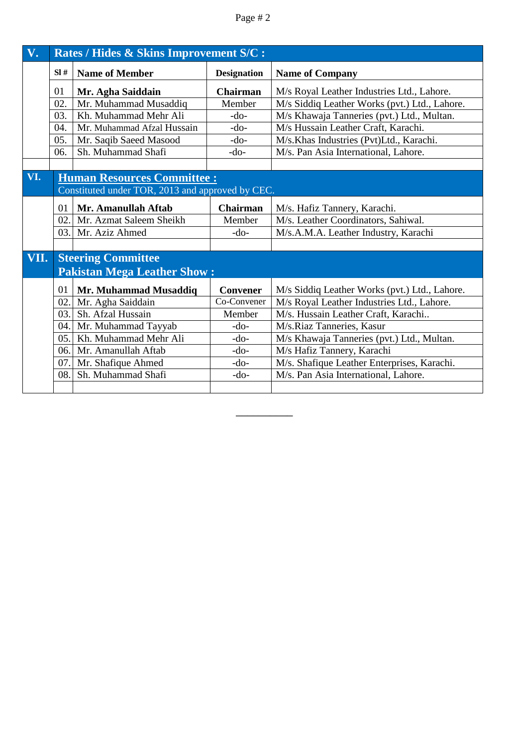| V. | Rates / Hides & Skins Improvement S/C : | | | |
|---|---|---|---|---|
| | **Sl #** | **Name of Member** | **Designation** | **Name of Company** |
| | 01 | **Mr. Agha Saiddain** | **Chairman** | M/s Royal Leather Industries Ltd., Lahore. |
| | 02. | Mr. Muhammad Musaddiq | Member | M/s Siddiq Leather Works (pvt.) Ltd., Lahore. |
| | 03. | Kh. Muhammad Mehr Ali | -do- | M/s Khawaja Tanneries (pvt.) Ltd., Multan. |
| | 04. | Mr. Muhammad Afzal Hussain | -do- | M/s Hussain Leather Craft, Karachi. |
| | 05. | Mr. Saqib Saeed Masood | -do- | M/s.Khas Industries (Pvt)Ltd., Karachi. |
| | 06. | Sh. Muhammad Shafi | -do- | M/s. Pan Asia International, Lahore. |
| | | | | |
| **VI.** | **Human Resources Committee :** Constituted under TOR, 2013 and approved by CEC. | | | |
| | 01 | **Mr. Amanullah Aftab** | **Chairman** | M/s. Hafiz Tannery, Karachi. |
| | 02. | Mr. Azmat Saleem Sheikh | Member | M/s. Leather Coordinators, Sahiwal. |
| | 03. | Mr. Aziz Ahmed | -do- | M/s.A.M.A. Leather Industry, Karachi |
| | | | | |
| **VII.** | **Steering Committee Pakistan Mega Leather Show :** | | | |
| | 01 | **Mr. Muhammad Musaddiq** | **Convener** | M/s Siddiq Leather Works (pvt.) Ltd., Lahore. |
| | 02. | Mr. Agha Saiddain | Co-Convener | M/s Royal Leather Industries Ltd., Lahore. |
| | 03. | Sh. Afzal Hussain | Member | M/s. Hussain Leather Craft, Karachi.. |
| | 04. | Mr. Muhammad Tayyab | -do- | M/s.Riaz Tanneries, Kasur |
| | 05. | Kh. Muhammad Mehr Ali | -do- | M/s Khawaja Tanneries (pvt.) Ltd., Multan. |
| | 06. | Mr. Amanullah Aftab | -do- | M/s Hafiz Tannery, Karachi |
| | 07. | Mr. Shafique Ahmed | -do- | M/s. Shafique Leather Enterprises, Karachi. |
| | 08. | Sh. Muhammad Shafi | -do- | M/s. Pan Asia International, Lahore. |
| | | | | |